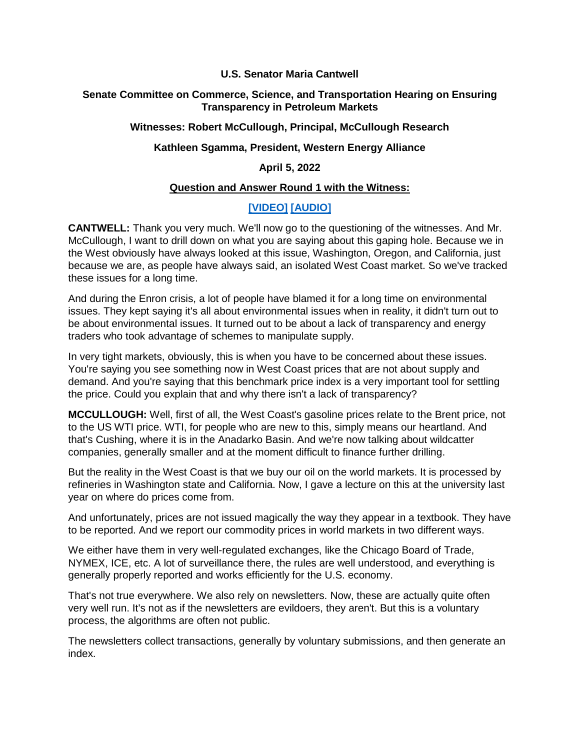**U.S. Senator Maria Cantwell**

**Senate Committee on Commerce, Science, and Transportation Hearing on Ensuring Transparency in Petroleum Markets**

**Witnesses: Robert McCullough, Principal, McCullough Research**

**Kathleen Sgamma, President, Western Energy Alliance**

**April 5, 2022**

**Question and Answer Round 1 with the Witness:**

**[VIDEO] [AUDIO]**

**CANTWELL:** Thank you very much. We'll now go to the questioning of the witnesses. And Mr. McCullough, I want to drill down on what you are saying about this gaping hole. Because we in the West obviously have always looked at this issue, Washington, Oregon, and California, just because we are, as people have always said, an isolated West Coast market. So we've tracked these issues for a long time.

And during the Enron crisis, a lot of people have blamed it for a long time on environmental issues. They kept saying it's all about environmental issues when in reality, it didn't turn out to be about environmental issues. It turned out to be about a lack of transparency and energy traders who took advantage of schemes to manipulate supply.

In very tight markets, obviously, this is when you have to be concerned about these issues. You're saying you see something now in West Coast prices that are not about supply and demand. And you're saying that this benchmark price index is a very important tool for settling the price. Could you explain that and why there isn't a lack of transparency?

**MCCULLOUGH:** Well, first of all, the West Coast's gasoline prices relate to the Brent price, not to the US WTI price. WTI, for people who are new to this, simply means our heartland. And that's Cushing, where it is in the Anadarko Basin. And we're now talking about wildcatter companies, generally smaller and at the moment difficult to finance further drilling.

But the reality in the West Coast is that we buy our oil on the world markets. It is processed by refineries in Washington state and California. Now, I gave a lecture on this at the university last year on where do prices come from.

And unfortunately, prices are not issued magically the way they appear in a textbook. They have to be reported. And we report our commodity prices in world markets in two different ways.

We either have them in very well-regulated exchanges, like the Chicago Board of Trade, NYMEX, ICE, etc. A lot of surveillance there, the rules are well understood, and everything is generally properly reported and works efficiently for the U.S. economy.

That's not true everywhere. We also rely on newsletters. Now, these are actually quite often very well run. It's not as if the newsletters are evildoers, they aren't. But this is a voluntary process, the algorithms are often not public.

The newsletters collect transactions, generally by voluntary submissions, and then generate an index.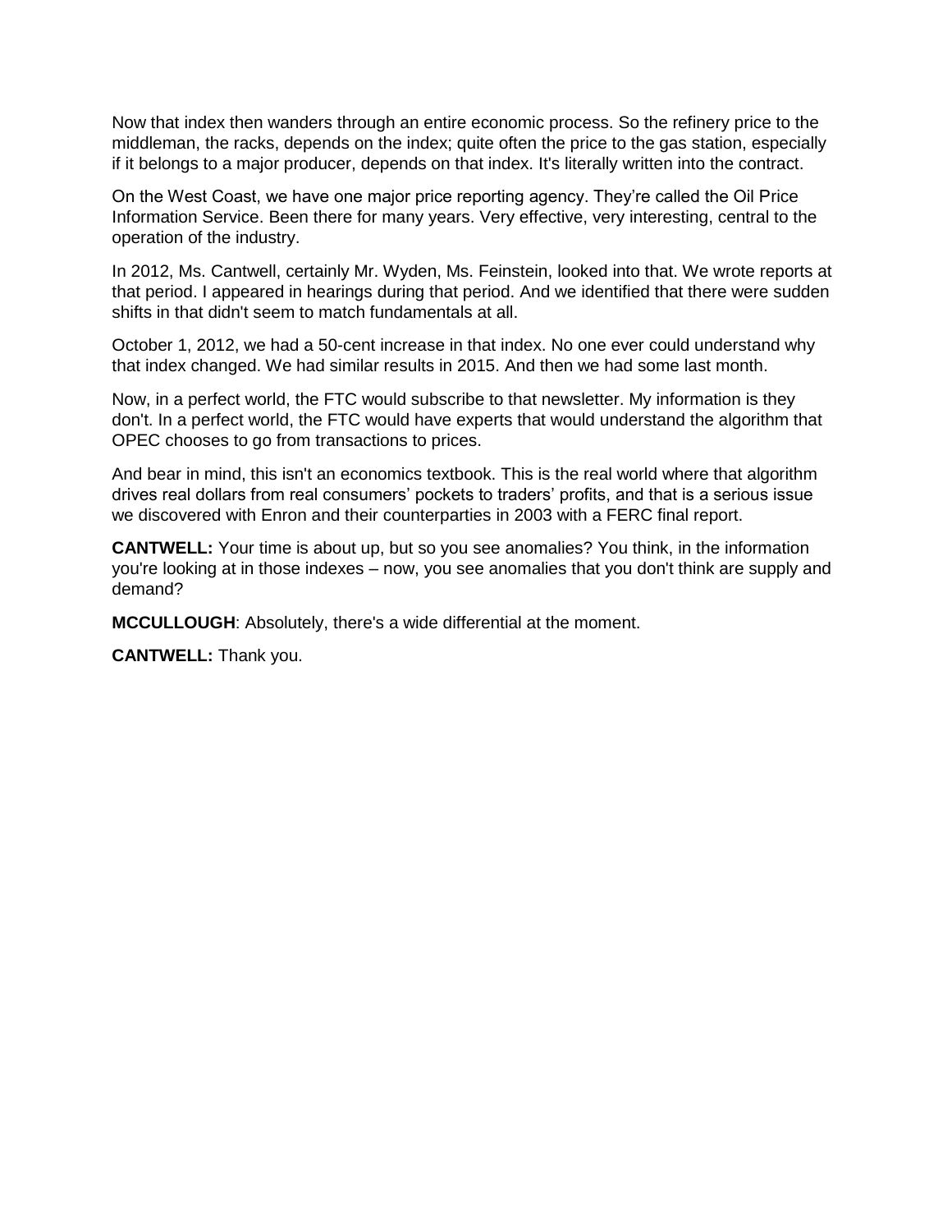Now that index then wanders through an entire economic process. So the refinery price to the middleman, the racks, depends on the index; quite often the price to the gas station, especially if it belongs to a major producer, depends on that index. It's literally written into the contract.

On the West Coast, we have one major price reporting agency. They're called the Oil Price Information Service. Been there for many years. Very effective, very interesting, central to the operation of the industry.

In 2012, Ms. Cantwell, certainly Mr. Wyden, Ms. Feinstein, looked into that. We wrote reports at that period. I appeared in hearings during that period. And we identified that there were sudden shifts in that didn't seem to match fundamentals at all.

October 1, 2012, we had a 50-cent increase in that index. No one ever could understand why that index changed. We had similar results in 2015. And then we had some last month.

Now, in a perfect world, the FTC would subscribe to that newsletter. My information is they don't. In a perfect world, the FTC would have experts that would understand the algorithm that OPEC chooses to go from transactions to prices.

And bear in mind, this isn't an economics textbook. This is the real world where that algorithm drives real dollars from real consumers' pockets to traders' profits, and that is a serious issue we discovered with Enron and their counterparties in 2003 with a FERC final report.

**CANTWELL:** Your time is about up, but so you see anomalies? You think, in the information you're looking at in those indexes – now, you see anomalies that you don't think are supply and demand?

**MCCULLOUGH**: Absolutely, there's a wide differential at the moment.

**CANTWELL:** Thank you.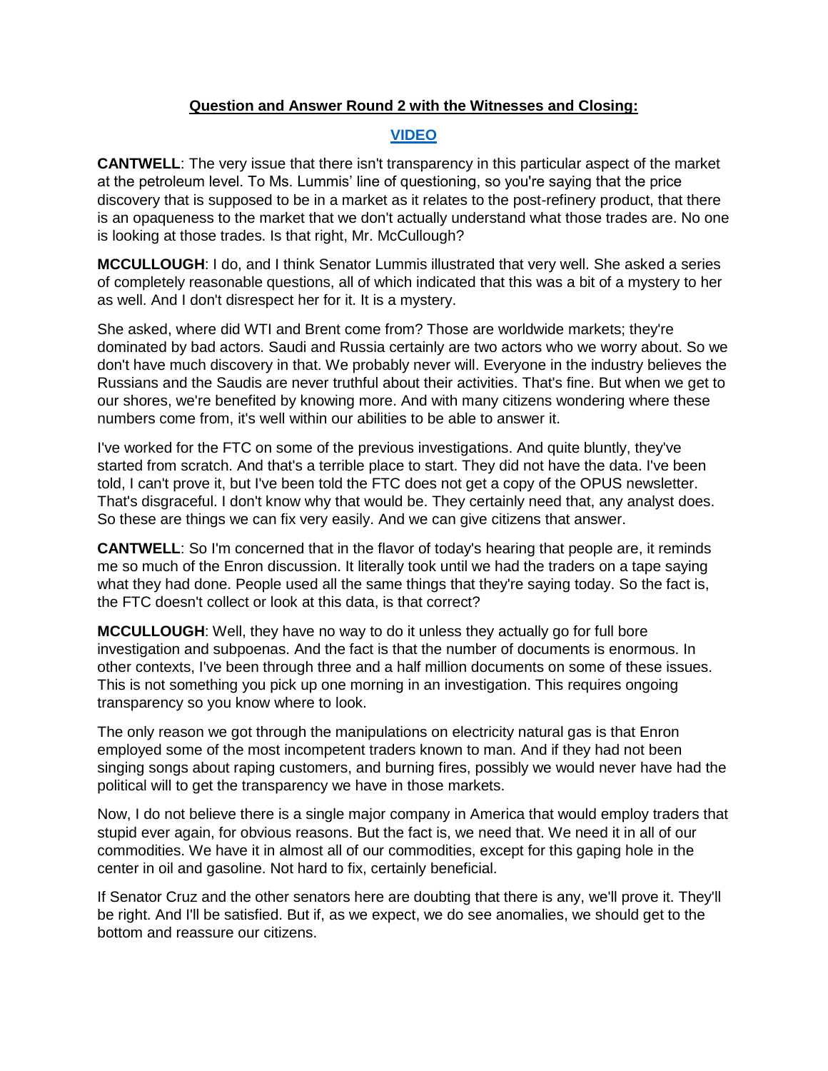## Question and Answer Round 2 with the Witnesses and Closing:

### VIDEO

**CANTWELL**: The very issue that there isn't transparency in this particular aspect of the market at the petroleum level. To Ms. Lummis' line of questioning, so you're saying that the price discovery that is supposed to be in a market as it relates to the post-refinery product, that there is an opaqueness to the market that we don't actually understand what those trades are. No one is looking at those trades. Is that right, Mr. McCullough?

**MCCULLOUGH**: I do, and I think Senator Lummis illustrated that very well. She asked a series of completely reasonable questions, all of which indicated that this was a bit of a mystery to her as well. And I don't disrespect her for it. It is a mystery.

She asked, where did WTI and Brent come from? Those are worldwide markets; they're dominated by bad actors. Saudi and Russia certainly are two actors who we worry about. So we don't have much discovery in that. We probably never will. Everyone in the industry believes the Russians and the Saudis are never truthful about their activities. That's fine. But when we get to our shores, we're benefited by knowing more. And with many citizens wondering where these numbers come from, it's well within our abilities to be able to answer it.

I've worked for the FTC on some of the previous investigations. And quite bluntly, they've started from scratch. And that's a terrible place to start. They did not have the data. I've been told, I can't prove it, but I've been told the FTC does not get a copy of the OPUS newsletter. That's disgraceful. I don't know why that would be. They certainly need that, any analyst does. So these are things we can fix very easily. And we can give citizens that answer.

**CANTWELL**: So I'm concerned that in the flavor of today's hearing that people are, it reminds me so much of the Enron discussion. It literally took until we had the traders on a tape saying what they had done. People used all the same things that they're saying today. So the fact is, the FTC doesn't collect or look at this data, is that correct?

**MCCULLOUGH**: Well, they have no way to do it unless they actually go for full bore investigation and subpoenas. And the fact is that the number of documents is enormous. In other contexts, I've been through three and a half million documents on some of these issues. This is not something you pick up one morning in an investigation. This requires ongoing transparency so you know where to look.

The only reason we got through the manipulations on electricity natural gas is that Enron employed some of the most incompetent traders known to man. And if they had not been singing songs about raping customers, and burning fires, possibly we would never have had the political will to get the transparency we have in those markets.

Now, I do not believe there is a single major company in America that would employ traders that stupid ever again, for obvious reasons. But the fact is, we need that. We need it in all of our commodities. We have it in almost all of our commodities, except for this gaping hole in the center in oil and gasoline. Not hard to fix, certainly beneficial.

If Senator Cruz and the other senators here are doubting that there is any, we'll prove it. They'll be right. And I'll be satisfied. But if, as we expect, we do see anomalies, we should get to the bottom and reassure our citizens.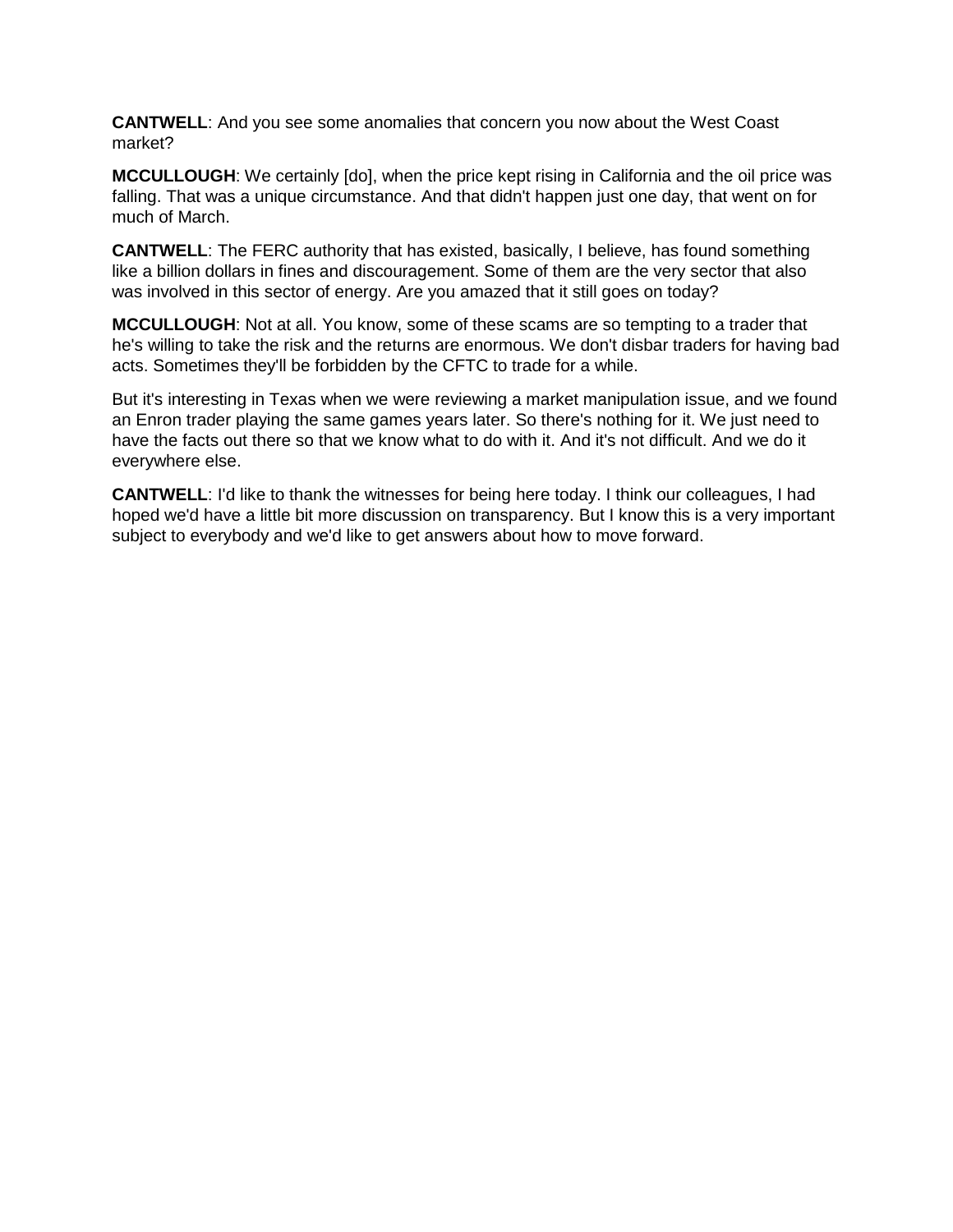**CANTWELL**: And you see some anomalies that concern you now about the West Coast market?

**MCCULLOUGH**: We certainly [do], when the price kept rising in California and the oil price was falling. That was a unique circumstance. And that didn't happen just one day, that went on for much of March.

**CANTWELL**: The FERC authority that has existed, basically, I believe, has found something like a billion dollars in fines and discouragement. Some of them are the very sector that also was involved in this sector of energy. Are you amazed that it still goes on today?

**MCCULLOUGH**: Not at all. You know, some of these scams are so tempting to a trader that he's willing to take the risk and the returns are enormous. We don't disbar traders for having bad acts. Sometimes they'll be forbidden by the CFTC to trade for a while.

But it's interesting in Texas when we were reviewing a market manipulation issue, and we found an Enron trader playing the same games years later. So there's nothing for it. We just need to have the facts out there so that we know what to do with it. And it's not difficult. And we do it everywhere else.

**CANTWELL**: I'd like to thank the witnesses for being here today. I think our colleagues, I had hoped we'd have a little bit more discussion on transparency. But I know this is a very important subject to everybody and we'd like to get answers about how to move forward.